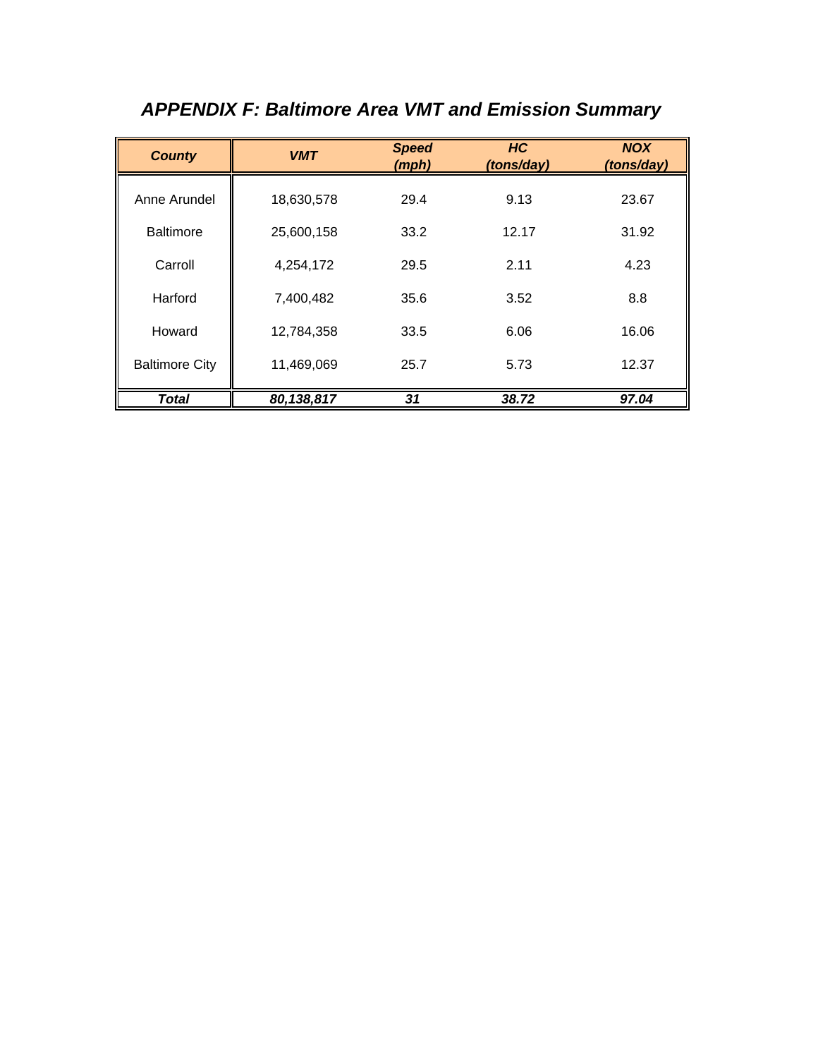# *APPENDIX F: Baltimore Area VMT and Emission Summary*

| ***County*** | ***VMT*** | ***Speed (mph)*** | ***HC (tons/day)*** | ***NOX (tons/day)*** |
|---|---|---|---|---|
| Anne Arundel | 18,630,578 | 29.4 | 9.13 | 23.67 |
| Baltimore | 25,600,158 | 33.2 | 12.17 | 31.92 |
| Carroll | 4,254,172 | 29.5 | 2.11 | 4.23 |
| Harford | 7,400,482 | 35.6 | 3.52 | 8.8 |
| Howard | 12,784,358 | 33.5 | 6.06 | 16.06 |
| Baltimore City | 11,469,069 | 25.7 | 5.73 | 12.37 |
| ***Total*** | ***80,138,817*** | ***31*** | ***38.72*** | ***97.04*** |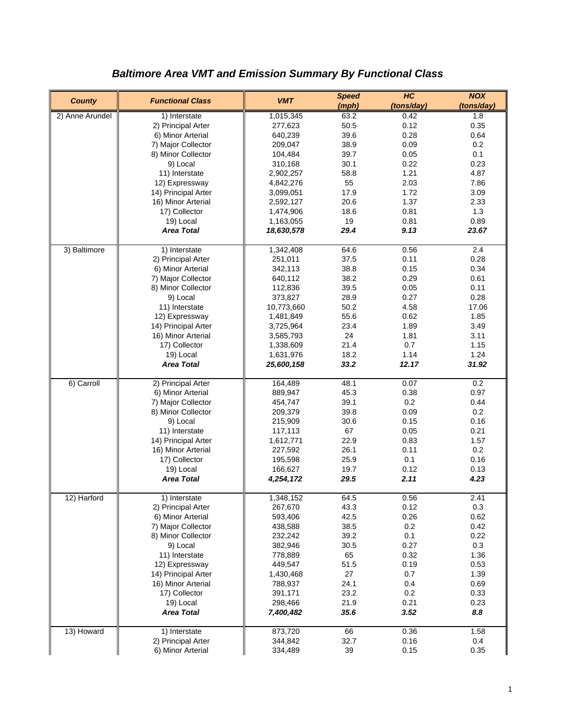# *Baltimore Area VMT and Emission Summary By Functional Class*

| County | Functional Class | VMT | Speed (mph) | HC (tons/day) | NOX (tons/day) |
|---|---|---|---|---|---|
| 2) Anne Arundel | 1) Interstate | 1,015,345 | 63.2 | 0.42 | 1.8 |
| | 2) Principal Arter | 277,623 | 50.5 | 0.12 | 0.35 |
| | 6) Minor Arterial | 640,239 | 39.6 | 0.28 | 0.64 |
| | 7) Major Collector | 209,047 | 38.9 | 0.09 | 0.2 |
| | 8) Minor Collector | 104,484 | 39.7 | 0.05 | 0.1 |
| | 9) Local | 310,168 | 30.1 | 0.22 | 0.23 |
| | 11) Interstate | 2,902,257 | 58.8 | 1.21 | 4.87 |
| | 12) Expressway | 4,842,276 | 55 | 2.03 | 7.86 |
| | 14) Principal Arter | 3,099,051 | 17.9 | 1.72 | 3.09 |
| | 16) Minor Arterial | 2,592,127 | 20.6 | 1.37 | 2.33 |
| | 17) Collector | 1,474,906 | 18.6 | 0.81 | 1.3 |
| | 19) Local | 1,163,055 | 19 | 0.81 | 0.89 |
| | ***Area Total*** | ***18,630,578*** | ***29.4*** | ***9.13*** | ***23.67*** |
| 3) Baltimore | 1) Interstate | 1,342,408 | 64.6 | 0.56 | 2.4 |
| | 2) Principal Arter | 251,011 | 37.5 | 0.11 | 0.28 |
| | 6) Minor Arterial | 342,113 | 38.8 | 0.15 | 0.34 |
| | 7) Major Collector | 640,112 | 38.2 | 0.29 | 0.61 |
| | 8) Minor Collector | 112,836 | 39.5 | 0.05 | 0.11 |
| | 9) Local | 373,827 | 28.9 | 0.27 | 0.28 |
| | 11) Interstate | 10,773,660 | 50.2 | 4.58 | 17.06 |
| | 12) Expressway | 1,481,849 | 55.6 | 0.62 | 1.85 |
| | 14) Principal Arter | 3,725,964 | 23.4 | 1.89 | 3.49 |
| | 16) Minor Arterial | 3,585,793 | 24 | 1.81 | 3.11 |
| | 17) Collector | 1,338,609 | 21.4 | 0.7 | 1.15 |
| | 19) Local | 1,631,976 | 18.2 | 1.14 | 1.24 |
| | ***Area Total*** | ***25,600,158*** | ***33.2*** | ***12.17*** | ***31.92*** |
| 6) Carroll | 2) Principal Arter | 164,489 | 48.1 | 0.07 | 0.2 |
| | 6) Minor Arterial | 889,947 | 45.3 | 0.38 | 0.97 |
| | 7) Major Collector | 454,747 | 39.1 | 0.2 | 0.44 |
| | 8) Minor Collector | 209,379 | 39.8 | 0.09 | 0.2 |
| | 9) Local | 215,909 | 30.6 | 0.15 | 0.16 |
| | 11) Interstate | 117,113 | 67 | 0.05 | 0.21 |
| | 14) Principal Arter | 1,612,771 | 22.9 | 0.83 | 1.57 |
| | 16) Minor Arterial | 227,592 | 26.1 | 0.11 | 0.2 |
| | 17) Collector | 195,598 | 25.9 | 0.1 | 0.16 |
| | 19) Local | 166,627 | 19.7 | 0.12 | 0.13 |
| | ***Area Total*** | ***4,254,172*** | ***29.5*** | ***2.11*** | ***4.23*** |
| 12) Harford | 1) Interstate | 1,348,152 | 64.5 | 0.56 | 2.41 |
| | 2) Principal Arter | 267,670 | 43.3 | 0.12 | 0.3 |
| | 6) Minor Arterial | 593,406 | 42.5 | 0.26 | 0.62 |
| | 7) Major Collector | 438,588 | 38.5 | 0.2 | 0.42 |
| | 8) Minor Collector | 232,242 | 39.2 | 0.1 | 0.22 |
| | 9) Local | 382,946 | 30.5 | 0.27 | 0.3 |
| | 11) Interstate | 778,889 | 65 | 0.32 | 1.36 |
| | 12) Expressway | 449,547 | 51.5 | 0.19 | 0.53 |
| | 14) Principal Arter | 1,430,468 | 27 | 0.7 | 1.39 |
| | 16) Minor Arterial | 788,937 | 24.1 | 0.4 | 0.69 |
| | 17) Collector | 391,171 | 23.2 | 0.2 | 0.33 |
| | 19) Local | 298,466 | 21.9 | 0.21 | 0.23 |
| | ***Area Total*** | ***7,400,482*** | ***35.6*** | ***3.52*** | ***8.8*** |
| 13) Howard | 1) Interstate | 873,720 | 66 | 0.36 | 1.58 |
| | 2) Principal Arter | 344,842 | 32.7 | 0.16 | 0.4 |
| | 6) Minor Arterial | 334,489 | 39 | 0.15 | 0.35 |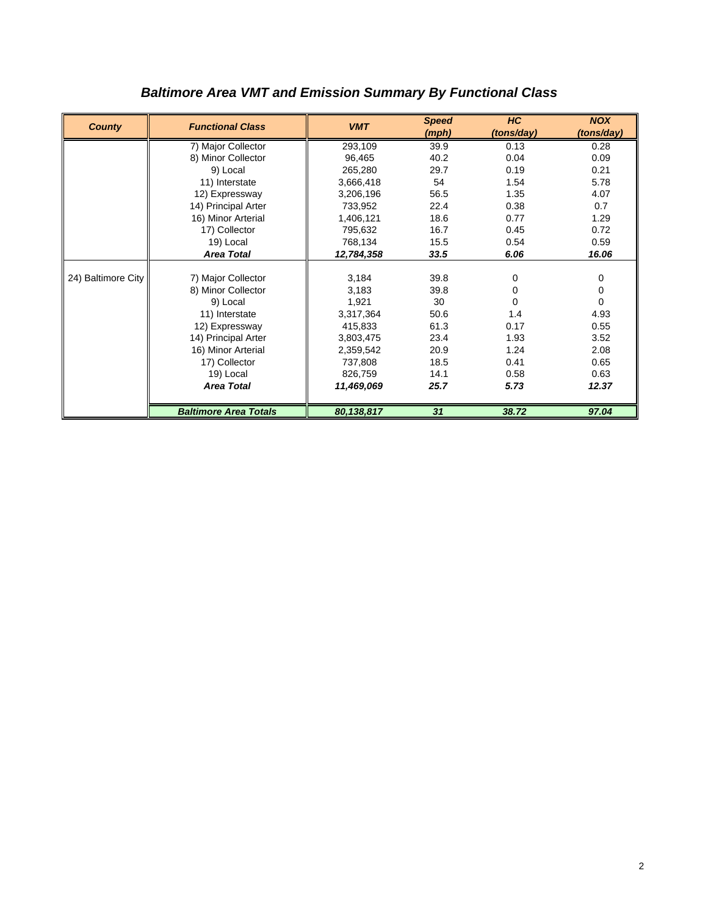# *Baltimore Area VMT and Emission Summary By Functional Class*

| County | Functional Class | VMT | Speed (mph) | HC (tons/day) | NOX (tons/day) |
|---|---|---|---|---|---|
| | 7) Major Collector | 293,109 | 39.9 | 0.13 | 0.28 |
| | 8) Minor Collector | 96,465 | 40.2 | 0.04 | 0.09 |
| | 9) Local | 265,280 | 29.7 | 0.19 | 0.21 |
| | 11) Interstate | 3,666,418 | 54 | 1.54 | 5.78 |
| | 12) Expressway | 3,206,196 | 56.5 | 1.35 | 4.07 |
| | 14) Principal Arter | 733,952 | 22.4 | 0.38 | 0.7 |
| | 16) Minor Arterial | 1,406,121 | 18.6 | 0.77 | 1.29 |
| | 17) Collector | 795,632 | 16.7 | 0.45 | 0.72 |
| | 19) Local | 768,134 | 15.5 | 0.54 | 0.59 |
| | ***Area Total*** | ***12,784,358*** | ***33.5*** | ***6.06*** | ***16.06*** |
| 24) Baltimore City | 7) Major Collector | 3,184 | 39.8 | 0 | 0 |
| | 8) Minor Collector | 3,183 | 39.8 | 0 | 0 |
| | 9) Local | 1,921 | 30 | 0 | 0 |
| | 11) Interstate | 3,317,364 | 50.6 | 1.4 | 4.93 |
| | 12) Expressway | 415,833 | 61.3 | 0.17 | 0.55 |
| | 14) Principal Arter | 3,803,475 | 23.4 | 1.93 | 3.52 |
| | 16) Minor Arterial | 2,359,542 | 20.9 | 1.24 | 2.08 |
| | 17) Collector | 737,808 | 18.5 | 0.41 | 0.65 |
| | 19) Local | 826,759 | 14.1 | 0.58 | 0.63 |
| | ***Area Total*** | ***11,469,069*** | ***25.7*** | ***5.73*** | ***12.37*** |
| | ***Baltimore Area Totals*** | ***80,138,817*** | ***31*** | ***38.72*** | ***97.04*** |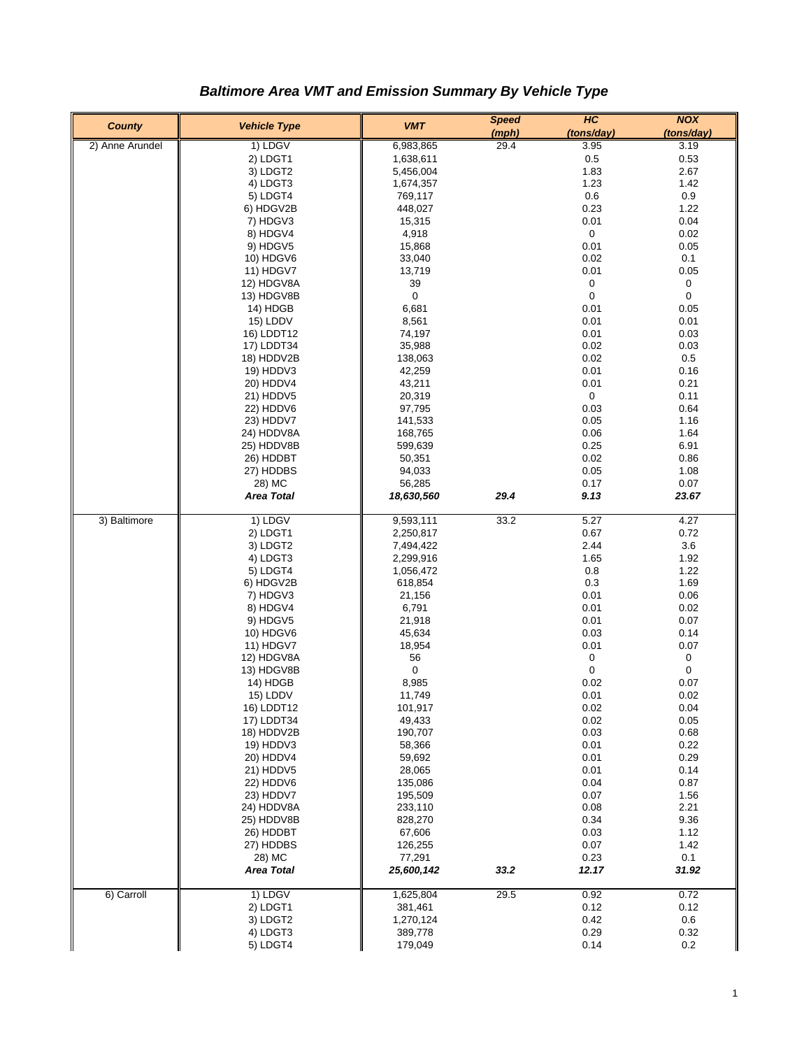## *Baltimore Area VMT and Emission Summary By Vehicle Type*

| County | Vehicle Type | VMT | Speed (mph) | HC (tons/day) | NOX (tons/day) |
|---|---|---|---|---|---|
| 2) Anne Arundel | 1) LDGV | 6,983,865 | 29.4 | 3.95 | 3.19 |
| | 2) LDGT1 | 1,638,611 | | 0.5 | 0.53 |
| | 3) LDGT2 | 5,456,004 | | 1.83 | 2.67 |
| | 4) LDGT3 | 1,674,357 | | 1.23 | 1.42 |
| | 5) LDGT4 | 769,117 | | 0.6 | 0.9 |
| | 6) HDGV2B | 448,027 | | 0.23 | 1.22 |
| | 7) HDGV3 | 15,315 | | 0.01 | 0.04 |
| | 8) HDGV4 | 4,918 | | 0 | 0.02 |
| | 9) HDGV5 | 15,868 | | 0.01 | 0.05 |
| | 10) HDGV6 | 33,040 | | 0.02 | 0.1 |
| | 11) HDGV7 | 13,719 | | 0.01 | 0.05 |
| | 12) HDGV8A | 39 | | 0 | 0 |
| | 13) HDGV8B | 0 | | 0 | 0 |
| | 14) HDGB | 6,681 | | 0.01 | 0.05 |
| | 15) LDDV | 8,561 | | 0.01 | 0.01 |
| | 16) LDDT12 | 74,197 | | 0.01 | 0.03 |
| | 17) LDDT34 | 35,988 | | 0.02 | 0.03 |
| | 18) HDDV2B | 138,063 | | 0.02 | 0.5 |
| | 19) HDDV3 | 42,259 | | 0.01 | 0.16 |
| | 20) HDDV4 | 43,211 | | 0.01 | 0.21 |
| | 21) HDDV5 | 20,319 | | 0 | 0.11 |
| | 22) HDDV6 | 97,795 | | 0.03 | 0.64 |
| | 23) HDDV7 | 141,533 | | 0.05 | 1.16 |
| | 24) HDDV8A | 168,765 | | 0.06 | 1.64 |
| | 25) HDDV8B | 599,639 | | 0.25 | 6.91 |
| | 26) HDDBT | 50,351 | | 0.02 | 0.86 |
| | 27) HDDBS | 94,033 | | 0.05 | 1.08 |
| | 28) MC | 56,285 | | 0.17 | 0.07 |
| | ***Area Total*** | ***18,630,560*** | ***29.4*** | ***9.13*** | ***23.67*** |
| 3) Baltimore | 1) LDGV | 9,593,111 | 33.2 | 5.27 | 4.27 |
| | 2) LDGT1 | 2,250,817 | | 0.67 | 0.72 |
| | 3) LDGT2 | 7,494,422 | | 2.44 | 3.6 |
| | 4) LDGT3 | 2,299,916 | | 1.65 | 1.92 |
| | 5) LDGT4 | 1,056,472 | | 0.8 | 1.22 |
| | 6) HDGV2B | 618,854 | | 0.3 | 1.69 |
| | 7) HDGV3 | 21,156 | | 0.01 | 0.06 |
| | 8) HDGV4 | 6,791 | | 0.01 | 0.02 |
| | 9) HDGV5 | 21,918 | | 0.01 | 0.07 |
| | 10) HDGV6 | 45,634 | | 0.03 | 0.14 |
| | 11) HDGV7 | 18,954 | | 0.01 | 0.07 |
| | 12) HDGV8A | 56 | | 0 | 0 |
| | 13) HDGV8B | 0 | | 0 | 0 |
| | 14) HDGB | 8,985 | | 0.02 | 0.07 |
| | 15) LDDV | 11,749 | | 0.01 | 0.02 |
| | 16) LDDT12 | 101,917 | | 0.02 | 0.04 |
| | 17) LDDT34 | 49,433 | | 0.02 | 0.05 |
| | 18) HDDV2B | 190,707 | | 0.03 | 0.68 |
| | 19) HDDV3 | 58,366 | | 0.01 | 0.22 |
| | 20) HDDV4 | 59,692 | | 0.01 | 0.29 |
| | 21) HDDV5 | 28,065 | | 0.01 | 0.14 |
| | 22) HDDV6 | 135,086 | | 0.04 | 0.87 |
| | 23) HDDV7 | 195,509 | | 0.07 | 1.56 |
| | 24) HDDV8A | 233,110 | | 0.08 | 2.21 |
| | 25) HDDV8B | 828,270 | | 0.34 | 9.36 |
| | 26) HDDBT | 67,606 | | 0.03 | 1.12 |
| | 27) HDDBS | 126,255 | | 0.07 | 1.42 |
| | 28) MC | 77,291 | | 0.23 | 0.1 |
| | ***Area Total*** | ***25,600,142*** | ***33.2*** | ***12.17*** | ***31.92*** |
| 6) Carroll | 1) LDGV | 1,625,804 | 29.5 | 0.92 | 0.72 |
| | 2) LDGT1 | 381,461 | | 0.12 | 0.12 |
| | 3) LDGT2 | 1,270,124 | | 0.42 | 0.6 |
| | 4) LDGT3 | 389,778 | | 0.29 | 0.32 |
| | 5) LDGT4 | 179,049 | | 0.14 | 0.2 |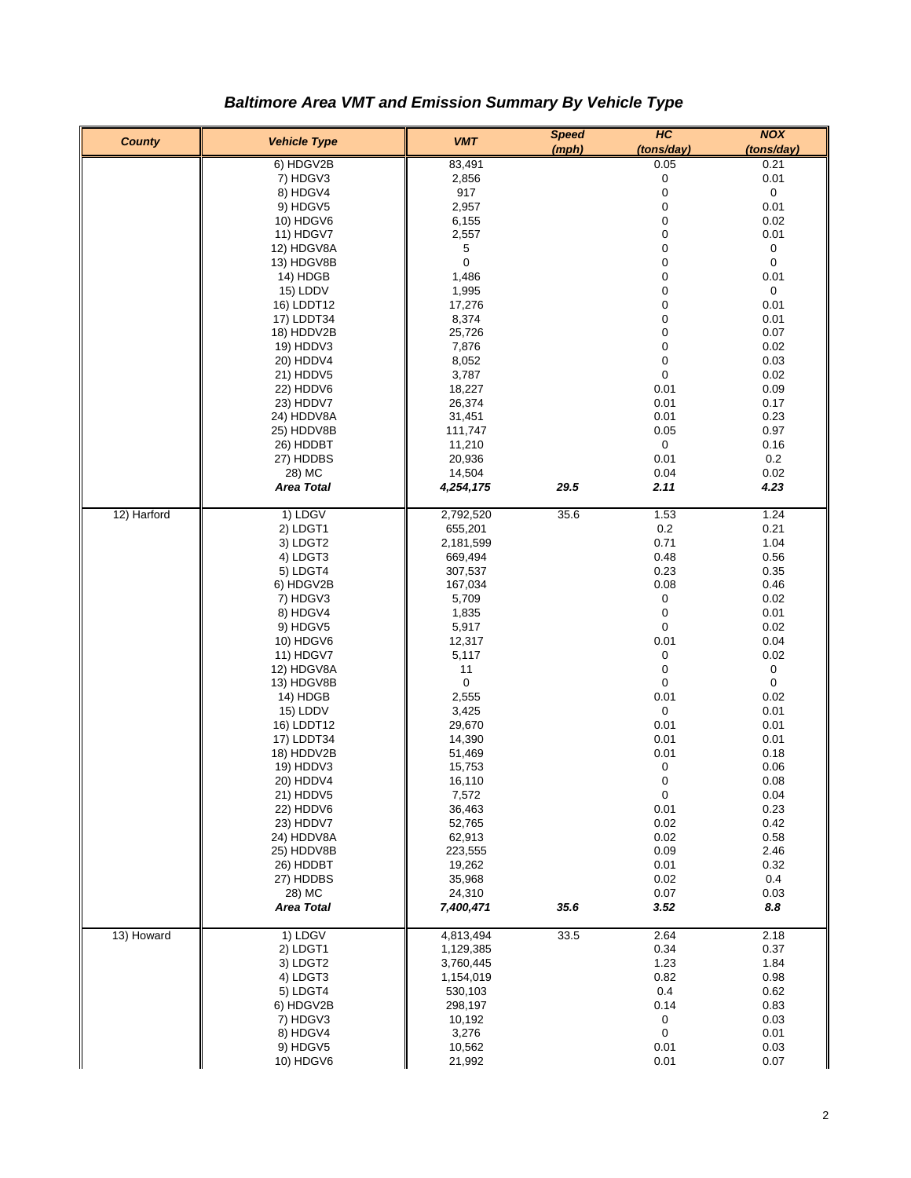# Baltimore Area VMT and Emission Summary By Vehicle Type

| County | Vehicle Type | VMT | Speed (mph) | HC (tons/day) | NOX (tons/day) |
|---|---|---|---|---|---|
| | 6) HDGV2B | 83,491 | | 0.05 | 0.21 |
| | 7) HDGV3 | 2,856 | | 0 | 0.01 |
| | 8) HDGV4 | 917 | | 0 | 0 |
| | 9) HDGV5 | 2,957 | | 0 | 0.01 |
| | 10) HDGV6 | 6,155 | | 0 | 0.02 |
| | 11) HDGV7 | 2,557 | | 0 | 0.01 |
| | 12) HDGV8A | 5 | | 0 | 0 |
| | 13) HDGV8B | 0 | | 0 | 0 |
| | 14) HDGB | 1,486 | | 0 | 0.01 |
| | 15) LDDV | 1,995 | | 0 | 0 |
| | 16) LDDT12 | 17,276 | | 0 | 0.01 |
| | 17) LDDT34 | 8,374 | | 0 | 0.01 |
| | 18) HDDV2B | 25,726 | | 0 | 0.07 |
| | 19) HDDV3 | 7,876 | | 0 | 0.02 |
| | 20) HDDV4 | 8,052 | | 0 | 0.03 |
| | 21) HDDV5 | 3,787 | | 0 | 0.02 |
| | 22) HDDV6 | 18,227 | | 0.01 | 0.09 |
| | 23) HDDV7 | 26,374 | | 0.01 | 0.17 |
| | 24) HDDV8A | 31,451 | | 0.01 | 0.23 |
| | 25) HDDV8B | 111,747 | | 0.05 | 0.97 |
| | 26) HDDBT | 11,210 | | 0 | 0.16 |
| | 27) HDDBS | 20,936 | | 0.01 | 0.2 |
| | 28) MC | 14,504 | | 0.04 | 0.02 |
| | ***Area Total*** | ***4,254,175*** | ***29.5*** | ***2.11*** | ***4.23*** |
| 12) Harford | 1) LDGV | 2,792,520 | 35.6 | 1.53 | 1.24 |
| | 2) LDGT1 | 655,201 | | 0.2 | 0.21 |
| | 3) LDGT2 | 2,181,599 | | 0.71 | 1.04 |
| | 4) LDGT3 | 669,494 | | 0.48 | 0.56 |
| | 5) LDGT4 | 307,537 | | 0.23 | 0.35 |
| | 6) HDGV2B | 167,034 | | 0.08 | 0.46 |
| | 7) HDGV3 | 5,709 | | 0 | 0.02 |
| | 8) HDGV4 | 1,835 | | 0 | 0.01 |
| | 9) HDGV5 | 5,917 | | 0 | 0.02 |
| | 10) HDGV6 | 12,317 | | 0.01 | 0.04 |
| | 11) HDGV7 | 5,117 | | 0 | 0.02 |
| | 12) HDGV8A | 11 | | 0 | 0 |
| | 13) HDGV8B | 0 | | 0 | 0 |
| | 14) HDGB | 2,555 | | 0.01 | 0.02 |
| | 15) LDDV | 3,425 | | 0 | 0.01 |
| | 16) LDDT12 | 29,670 | | 0.01 | 0.01 |
| | 17) LDDT34 | 14,390 | | 0.01 | 0.01 |
| | 18) HDDV2B | 51,469 | | 0.01 | 0.18 |
| | 19) HDDV3 | 15,753 | | 0 | 0.06 |
| | 20) HDDV4 | 16,110 | | 0 | 0.08 |
| | 21) HDDV5 | 7,572 | | 0 | 0.04 |
| | 22) HDDV6 | 36,463 | | 0.01 | 0.23 |
| | 23) HDDV7 | 52,765 | | 0.02 | 0.42 |
| | 24) HDDV8A | 62,913 | | 0.02 | 0.58 |
| | 25) HDDV8B | 223,555 | | 0.09 | 2.46 |
| | 26) HDDBT | 19,262 | | 0.01 | 0.32 |
| | 27) HDDBS | 35,968 | | 0.02 | 0.4 |
| | 28) MC | 24,310 | | 0.07 | 0.03 |
| | ***Area Total*** | ***7,400,471*** | ***35.6*** | ***3.52*** | ***8.8*** |
| 13) Howard | 1) LDGV | 4,813,494 | 33.5 | 2.64 | 2.18 |
| | 2) LDGT1 | 1,129,385 | | 0.34 | 0.37 |
| | 3) LDGT2 | 3,760,445 | | 1.23 | 1.84 |
| | 4) LDGT3 | 1,154,019 | | 0.82 | 0.98 |
| | 5) LDGT4 | 530,103 | | 0.4 | 0.62 |
| | 6) HDGV2B | 298,197 | | 0.14 | 0.83 |
| | 7) HDGV3 | 10,192 | | 0 | 0.03 |
| | 8) HDGV4 | 3,276 | | 0 | 0.01 |
| | 9) HDGV5 | 10,562 | | 0.01 | 0.03 |
| | 10) HDGV6 | 21,992 | | 0.01 | 0.07 |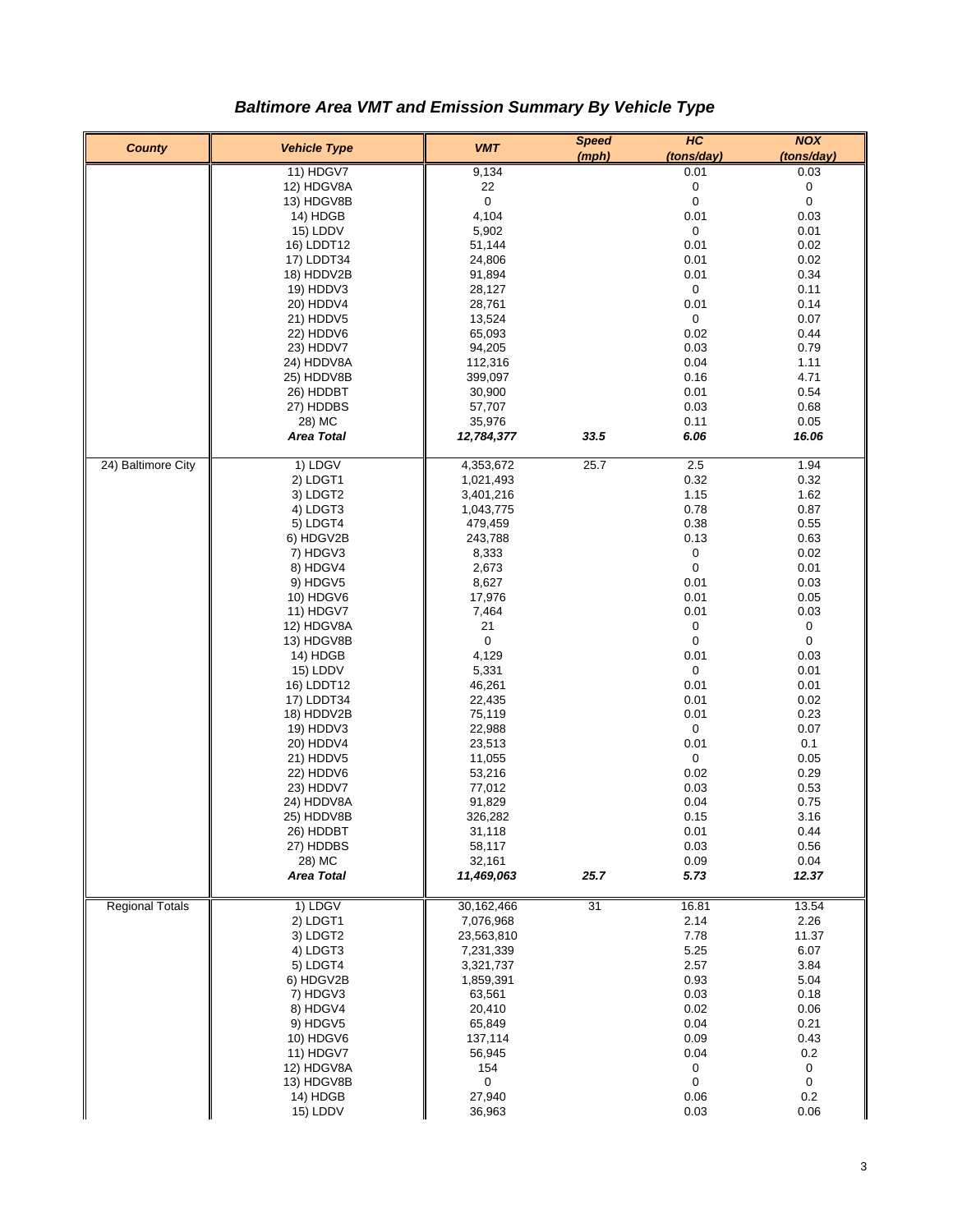## Baltimore Area VMT and Emission Summary By Vehicle Type

| County | Vehicle Type | VMT | Speed (mph) | HC (tons/day) | NOX (tons/day) |
|---|---|---|---|---|---|
| | 11) HDGV7 | 9,134 | | 0.01 | 0.03 |
| | 12) HDGV8A | 22 | | 0 | 0 |
| | 13) HDGV8B | 0 | | 0 | 0 |
| | 14) HDGB | 4,104 | | 0.01 | 0.03 |
| | 15) LDDV | 5,902 | | 0 | 0.01 |
| | 16) LDDT12 | 51,144 | | 0.01 | 0.02 |
| | 17) LDDT34 | 24,806 | | 0.01 | 0.02 |
| | 18) HDDV2B | 91,894 | | 0.01 | 0.34 |
| | 19) HDDV3 | 28,127 | | 0 | 0.11 |
| | 20) HDDV4 | 28,761 | | 0.01 | 0.14 |
| | 21) HDDV5 | 13,524 | | 0 | 0.07 |
| | 22) HDDV6 | 65,093 | | 0.02 | 0.44 |
| | 23) HDDV7 | 94,205 | | 0.03 | 0.79 |
| | 24) HDDV8A | 112,316 | | 0.04 | 1.11 |
| | 25) HDDV8B | 399,097 | | 0.16 | 4.71 |
| | 26) HDDBT | 30,900 | | 0.01 | 0.54 |
| | 27) HDDBS | 57,707 | | 0.03 | 0.68 |
| | 28) MC | 35,976 | | 0.11 | 0.05 |
| | ***Area Total*** | ***12,784,377*** | ***33.5*** | ***6.06*** | ***16.06*** |
| 24) Baltimore City | 1) LDGV | 4,353,672 | 25.7 | 2.5 | 1.94 |
| | 2) LDGT1 | 1,021,493 | | 0.32 | 0.32 |
| | 3) LDGT2 | 3,401,216 | | 1.15 | 1.62 |
| | 4) LDGT3 | 1,043,775 | | 0.78 | 0.87 |
| | 5) LDGT4 | 479,459 | | 0.38 | 0.55 |
| | 6) HDGV2B | 243,788 | | 0.13 | 0.63 |
| | 7) HDGV3 | 8,333 | | 0 | 0.02 |
| | 8) HDGV4 | 2,673 | | 0 | 0.01 |
| | 9) HDGV5 | 8,627 | | 0.01 | 0.03 |
| | 10) HDGV6 | 17,976 | | 0.01 | 0.05 |
| | 11) HDGV7 | 7,464 | | 0.01 | 0.03 |
| | 12) HDGV8A | 21 | | 0 | 0 |
| | 13) HDGV8B | 0 | | 0 | 0 |
| | 14) HDGB | 4,129 | | 0.01 | 0.03 |
| | 15) LDDV | 5,331 | | 0 | 0.01 |
| | 16) LDDT12 | 46,261 | | 0.01 | 0.01 |
| | 17) LDDT34 | 22,435 | | 0.01 | 0.02 |
| | 18) HDDV2B | 75,119 | | 0.01 | 0.23 |
| | 19) HDDV3 | 22,988 | | 0 | 0.07 |
| | 20) HDDV4 | 23,513 | | 0.01 | 0.1 |
| | 21) HDDV5 | 11,055 | | 0 | 0.05 |
| | 22) HDDV6 | 53,216 | | 0.02 | 0.29 |
| | 23) HDDV7 | 77,012 | | 0.03 | 0.53 |
| | 24) HDDV8A | 91,829 | | 0.04 | 0.75 |
| | 25) HDDV8B | 326,282 | | 0.15 | 3.16 |
| | 26) HDDBT | 31,118 | | 0.01 | 0.44 |
| | 27) HDDBS | 58,117 | | 0.03 | 0.56 |
| | 28) MC | 32,161 | | 0.09 | 0.04 |
| | ***Area Total*** | ***11,469,063*** | ***25.7*** | ***5.73*** | ***12.37*** |
| Regional Totals | 1) LDGV | 30,162,466 | 31 | 16.81 | 13.54 |
| | 2) LDGT1 | 7,076,968 | | 2.14 | 2.26 |
| | 3) LDGT2 | 23,563,810 | | 7.78 | 11.37 |
| | 4) LDGT3 | 7,231,339 | | 5.25 | 6.07 |
| | 5) LDGT4 | 3,321,737 | | 2.57 | 3.84 |
| | 6) HDGV2B | 1,859,391 | | 0.93 | 5.04 |
| | 7) HDGV3 | 63,561 | | 0.03 | 0.18 |
| | 8) HDGV4 | 20,410 | | 0.02 | 0.06 |
| | 9) HDGV5 | 65,849 | | 0.04 | 0.21 |
| | 10) HDGV6 | 137,114 | | 0.09 | 0.43 |
| | 11) HDGV7 | 56,945 | | 0.04 | 0.2 |
| | 12) HDGV8A | 154 | | 0 | 0 |
| | 13) HDGV8B | 0 | | 0 | 0 |
| | 14) HDGB | 27,940 | | 0.06 | 0.2 |
| | 15) LDDV | 36,963 | | 0.03 | 0.06 |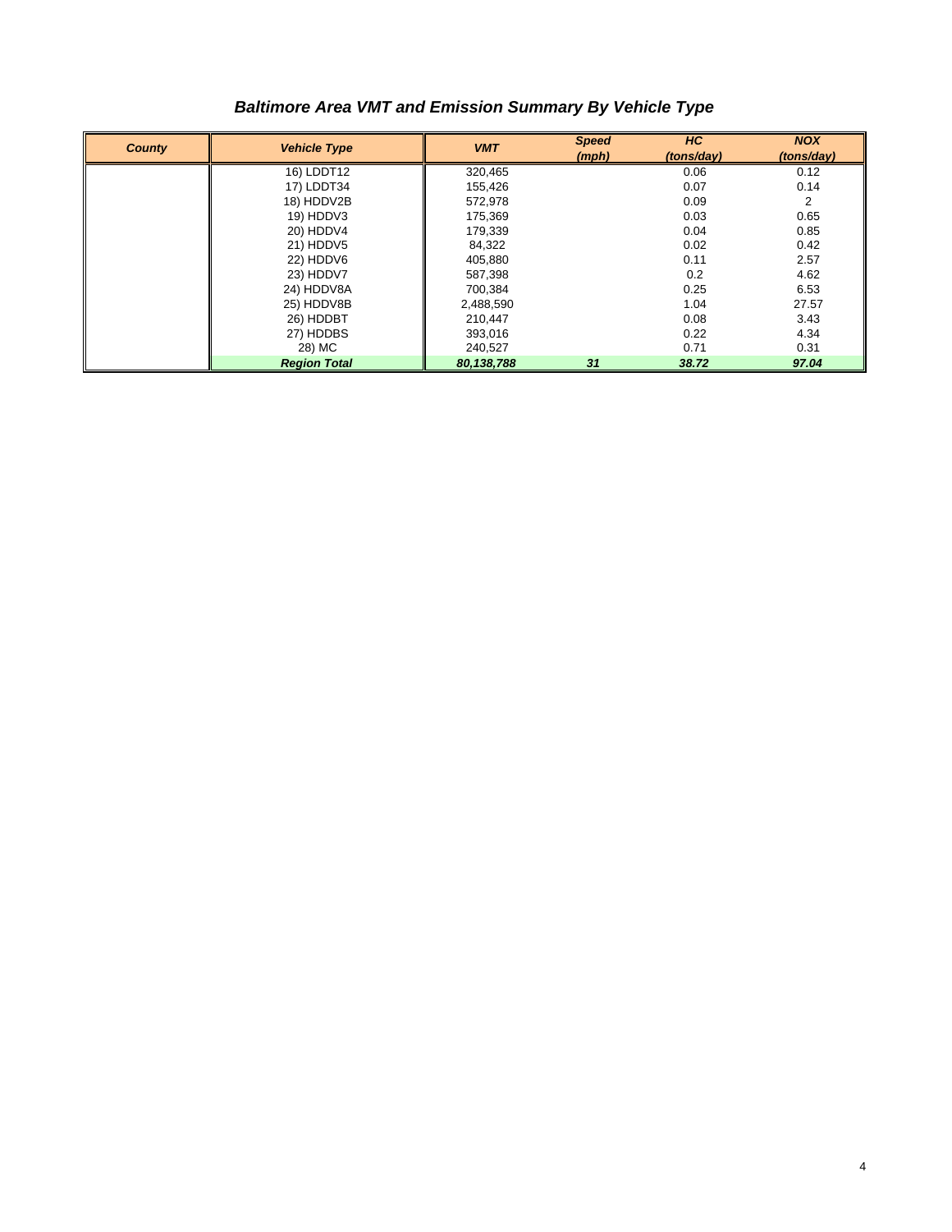## *Baltimore Area VMT and Emission Summary By Vehicle Type*

| County | Vehicle Type | VMT | Speed (mph) | HC (tons/day) | NOX (tons/day) |
|---|---|---|---|---|---|
| | 16) LDDT12 | 320,465 | | 0.06 | 0.12 |
| | 17) LDDT34 | 155,426 | | 0.07 | 0.14 |
| | 18) HDDV2B | 572,978 | | 0.09 | 2 |
| | 19) HDDV3 | 175,369 | | 0.03 | 0.65 |
| | 20) HDDV4 | 179,339 | | 0.04 | 0.85 |
| | 21) HDDV5 | 84,322 | | 0.02 | 0.42 |
| | 22) HDDV6 | 405,880 | | 0.11 | 2.57 |
| | 23) HDDV7 | 587,398 | | 0.2 | 4.62 |
| | 24) HDDV8A | 700,384 | | 0.25 | 6.53 |
| | 25) HDDV8B | 2,488,590 | | 1.04 | 27.57 |
| | 26) HDDBT | 210,447 | | 0.08 | 3.43 |
| | 27) HDDBS | 393,016 | | 0.22 | 4.34 |
| | 28) MC | 240,527 | | 0.71 | 0.31 |
| | ***Region Total*** | ***80,138,788*** | ***31*** | ***38.72*** | ***97.04*** |